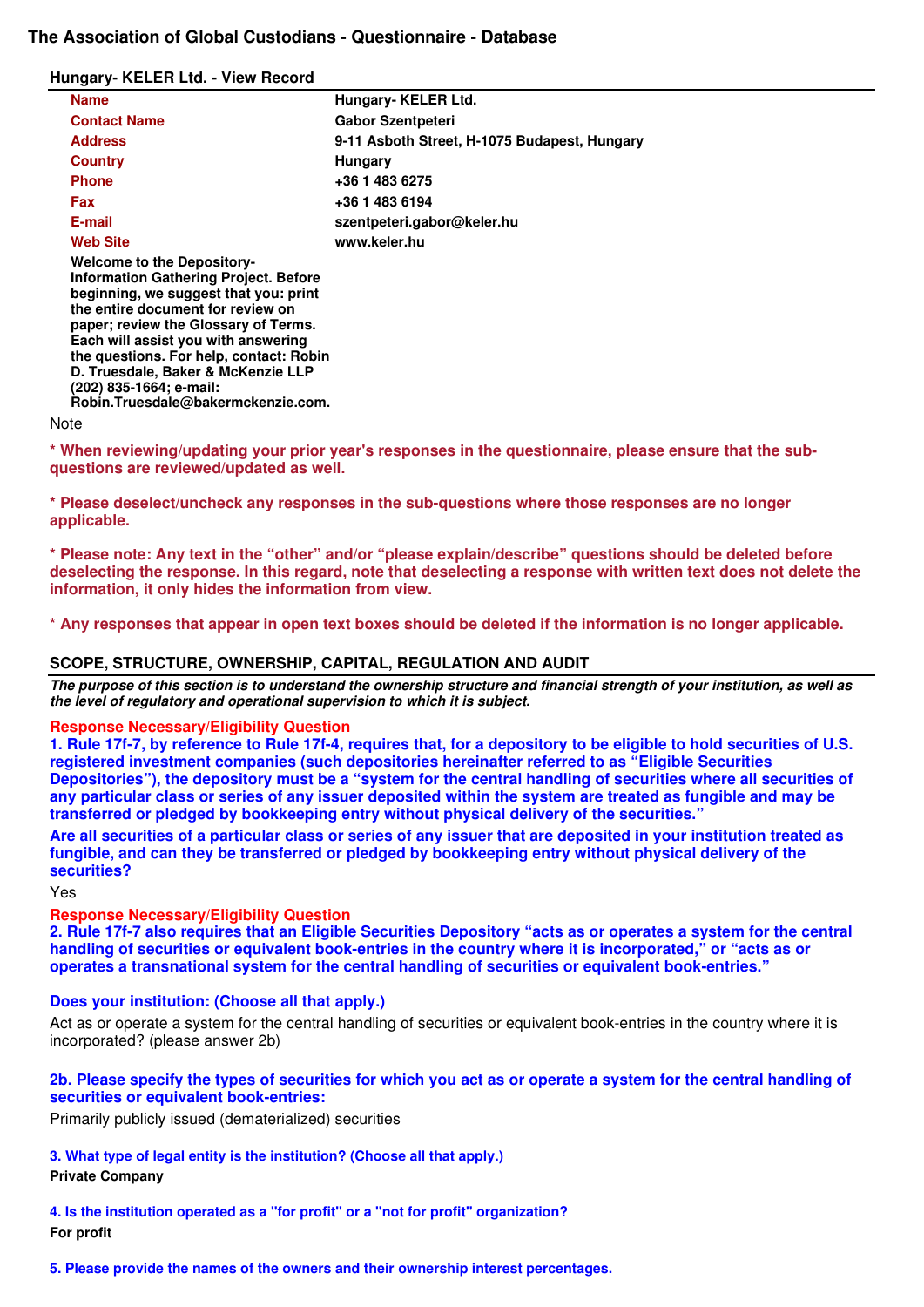# The Association of Global Custodians - Questionnaire - Database

## Hungary- KELER Ltd. - View Record

| | |
|---|---|
| **Name** | **Hungary- KELER Ltd.** |
| **Contact Name** | **Gabor Szentpeteri** |
| **Address** | **9-11 Asboth Street, H-1075 Budapest, Hungary** |
| **Country** | **Hungary** |
| **Phone** | **+36 1 483 6275** |
| **Fax** | **+36 1 483 6194** |
| **E-mail** | **szentpeteri.gabor@keler.hu** |
| **Web Site** | **www.keler.hu** |

**Welcome to the Depository-Information Gathering Project. Before beginning, we suggest that you: print the entire document for review on paper; review the Glossary of Terms. Each will assist you with answering the questions. For help, contact: Robin D. Truesdale, Baker & McKenzie LLP (202) 835-1664; e-mail: Robin.Truesdale@bakermckenzie.com.**

Note

**\* When reviewing/updating your prior year's responses in the questionnaire, please ensure that the sub-questions are reviewed/updated as well.**

**\* Please deselect/uncheck any responses in the sub-questions where those responses are no longer applicable.**

**\* Please note: Any text in the "other" and/or "please explain/describe" questions should be deleted before deselecting the response. In this regard, note that deselecting a response with written text does not delete the information, it only hides the information from view.**

**\* Any responses that appear in open text boxes should be deleted if the information is no longer applicable.**

## SCOPE, STRUCTURE, OWNERSHIP, CAPITAL, REGULATION AND AUDIT

***The purpose of this section is to understand the ownership structure and financial strength of your institution, as well as the level of regulatory and operational supervision to which it is subject.***

**Response Necessary/Eligibility Question**

**1. Rule 17f-7, by reference to Rule 17f-4, requires that, for a depository to be eligible to hold securities of U.S. registered investment companies (such depositories hereinafter referred to as "Eligible Securities Depositories"), the depository must be a "system for the central handling of securities where all securities of any particular class or series of any issuer deposited within the system are treated as fungible and may be transferred or pledged by bookkeeping entry without physical delivery of the securities."**

**Are all securities of a particular class or series of any issuer that are deposited in your institution treated as fungible, and can they be transferred or pledged by bookkeeping entry without physical delivery of the securities?**

Yes

**Response Necessary/Eligibility Question**

**2. Rule 17f-7 also requires that an Eligible Securities Depository "acts as or operates a system for the central handling of securities or equivalent book-entries in the country where it is incorporated," or "acts as or operates a transnational system for the central handling of securities or equivalent book-entries."**

**Does your institution: (Choose all that apply.)**

Act as or operate a system for the central handling of securities or equivalent book-entries in the country where it is incorporated? (please answer 2b)

**2b. Please specify the types of securities for which you act as or operate a system for the central handling of securities or equivalent book-entries:**

Primarily publicly issued (dematerialized) securities

**3. What type of legal entity is the institution? (Choose all that apply.)**

**Private Company**

**4. Is the institution operated as a "for profit" or a "not for profit" organization?**

**For profit**

**5. Please provide the names of the owners and their ownership interest percentages.**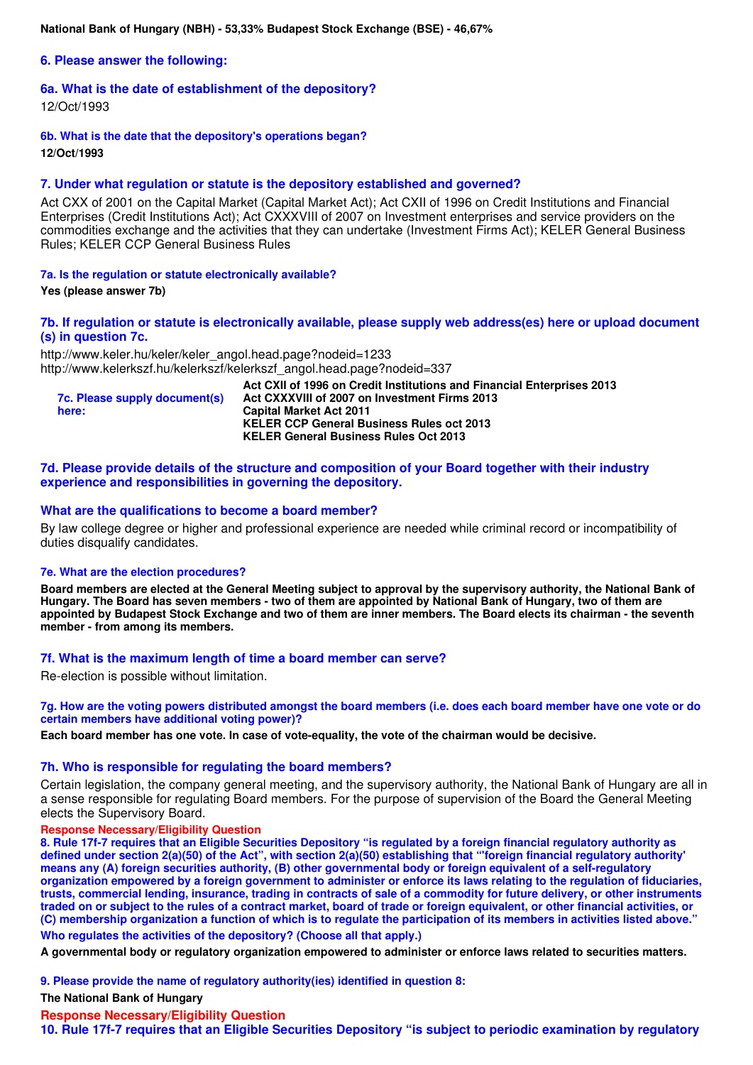**National Bank of Hungary (NBH) - 53,33% Budapest Stock Exchange (BSE) - 46,67%**

### 6. Please answer the following:

### 6a. What is the date of establishment of the depository?

12/Oct/1993

#### 6b. What is the date that the depository's operations began?

**12/Oct/1993**

### 7. Under what regulation or statute is the depository established and governed?

Act CXX of 2001 on the Capital Market (Capital Market Act); Act CXII of 1996 on Credit Institutions and Financial Enterprises (Credit Institutions Act); Act CXXXVIII of 2007 on Investment enterprises and service providers on the commodities exchange and the activities that they can undertake (Investment Firms Act); KELER General Business Rules; KELER CCP General Business Rules

#### 7a. Is the regulation or statute electronically available?

**Yes (please answer 7b)**

### 7b. If regulation or statute is electronically available, please supply web address(es) here or upload document (s) in question 7c.

http://www.keler.hu/keler/keler_angol.head.page?nodeid=1233
http://www.kelerkszf.hu/kelerkszf/kelerkszf_angol.head.page?nodeid=337

**7c. Please supply document(s) here:**

**Act CXII of 1996 on Credit Institutions and Financial Enterprises 2013**
**Act CXXXVIII of 2007 on Investment Firms 2013**
**Capital Market Act 2011**
**KELER CCP General Business Rules oct 2013**
**KELER General Business Rules Oct 2013**

### 7d. Please provide details of the structure and composition of your Board together with their industry experience and responsibilities in governing the depository.

### What are the qualifications to become a board member?

By law college degree or higher and professional experience are needed while criminal record or incompatibility of duties disqualify candidates.

#### 7e. What are the election procedures?

**Board members are elected at the General Meeting subject to approval by the supervisory authority, the National Bank of Hungary. The Board has seven members - two of them are appointed by National Bank of Hungary, two of them are appointed by Budapest Stock Exchange and two of them are inner members. The Board elects its chairman - the seventh member - from among its members.**

### 7f. What is the maximum length of time a board member can serve?

Re-election is possible without limitation.

#### 7g. How are the voting powers distributed amongst the board members (i.e. does each board member have one vote or do certain members have additional voting power)?

**Each board member has one vote. In case of vote-equality, the vote of the chairman would be decisive.**

### 7h. Who is responsible for regulating the board members?

Certain legislation, the company general meeting, and the supervisory authority, the National Bank of Hungary are all in a sense responsible for regulating Board members. For the purpose of supervision of the Board the General Meeting elects the Supervisory Board.

**Response Necessary/Eligibility Question**

**8. Rule 17f-7 requires that an Eligible Securities Depository "is regulated by a foreign financial regulatory authority as defined under section 2(a)(50) of the Act", with section 2(a)(50) establishing that "'foreign financial regulatory authority' means any (A) foreign securities authority, (B) other governmental body or foreign equivalent of a self-regulatory organization empowered by a foreign government to administer or enforce its laws relating to the regulation of fiduciaries, trusts, commercial lending, insurance, trading in contracts of sale of a commodity for future delivery, or other instruments traded on or subject to the rules of a contract market, board of trade or foreign equivalent, or other financial activities, or (C) membership organization a function of which is to regulate the participation of its members in activities listed above."**

**Who regulates the activities of the depository? (Choose all that apply.)**

**A governmental body or regulatory organization empowered to administer or enforce laws related to securities matters.**

#### 9. Please provide the name of regulatory authority(ies) identified in question 8:

**The National Bank of Hungary**

**Response Necessary/Eligibility Question**

**10. Rule 17f-7 requires that an Eligible Securities Depository "is subject to periodic examination by regulatory**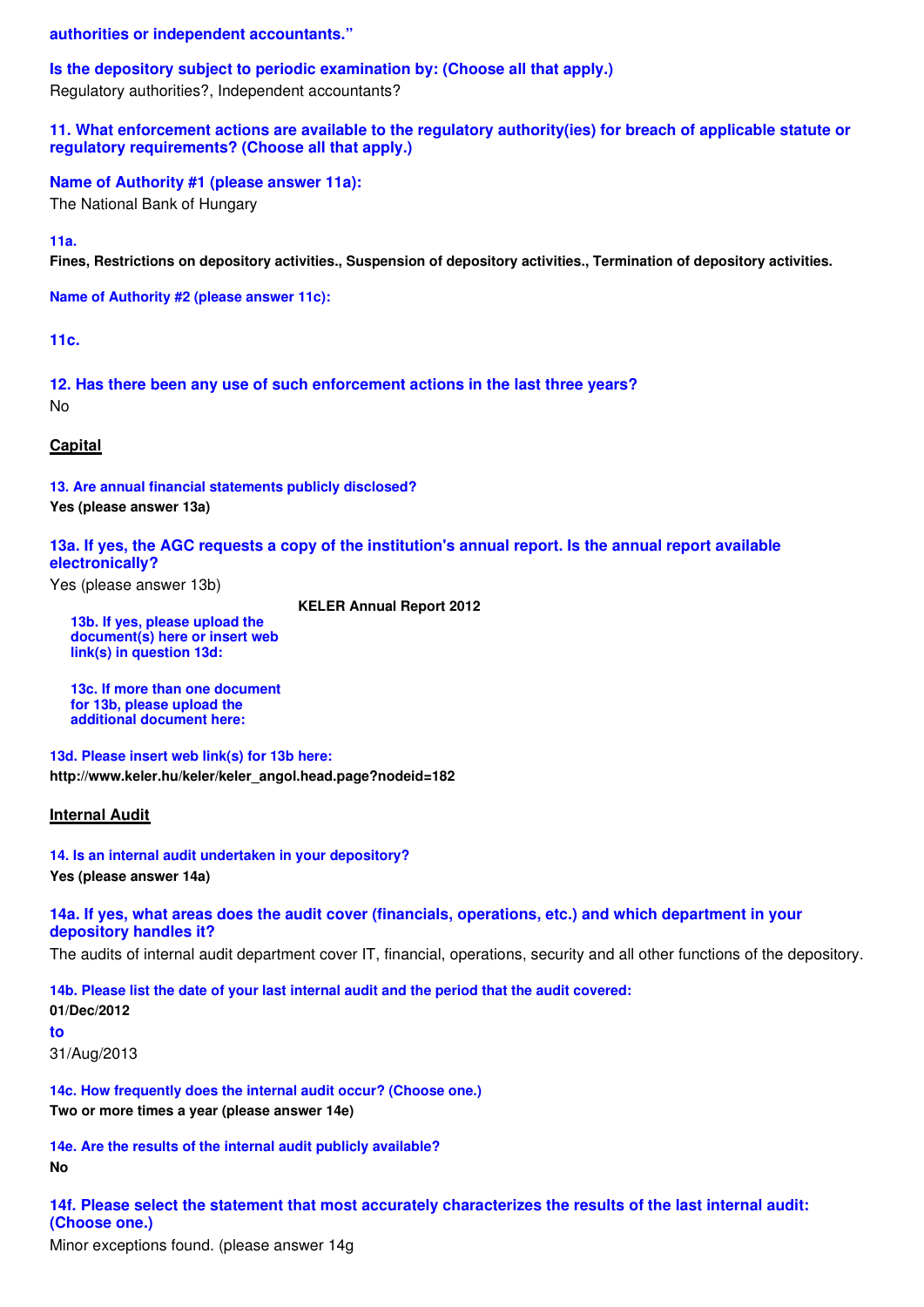**authorities or independent accountants."**

**Is the depository subject to periodic examination by: (Choose all that apply.)**
Regulatory authorities?, Independent accountants?

**11. What enforcement actions are available to the regulatory authority(ies) for breach of applicable statute or regulatory requirements? (Choose all that apply.)**

**Name of Authority #1 (please answer 11a):**
The National Bank of Hungary

**11a.**
**Fines, Restrictions on depository activities., Suspension of depository activities., Termination of depository activities.**

**Name of Authority #2 (please answer 11c):**

**11c.**

**12. Has there been any use of such enforcement actions in the last three years?**
No

## Capital

**13. Are annual financial statements publicly disclosed?**
**Yes (please answer 13a)**

**13a. If yes, the AGC requests a copy of the institution's annual report. Is the annual report available electronically?**
Yes (please answer 13b)

**13b. If yes, please upload the document(s) here or insert web link(s) in question 13d:**
**KELER Annual Report 2012**

**13c. If more than one document for 13b, please upload the additional document here:**

**13d. Please insert web link(s) for 13b here:**
**http://www.keler.hu/keler/keler_angol.head.page?nodeid=182**

## Internal Audit

**14. Is an internal audit undertaken in your depository?**
**Yes (please answer 14a)**

**14a. If yes, what areas does the audit cover (financials, operations, etc.) and which department in your depository handles it?**
The audits of internal audit department cover IT, financial, operations, security and all other functions of the depository.

**14b. Please list the date of your last internal audit and the period that the audit covered:**
**01/Dec/2012**
**to**
31/Aug/2013

**14c. How frequently does the internal audit occur? (Choose one.)**
**Two or more times a year (please answer 14e)**

**14e. Are the results of the internal audit publicly available?**
**No**

**14f. Please select the statement that most accurately characterizes the results of the last internal audit: (Choose one.)**
Minor exceptions found. (please answer 14g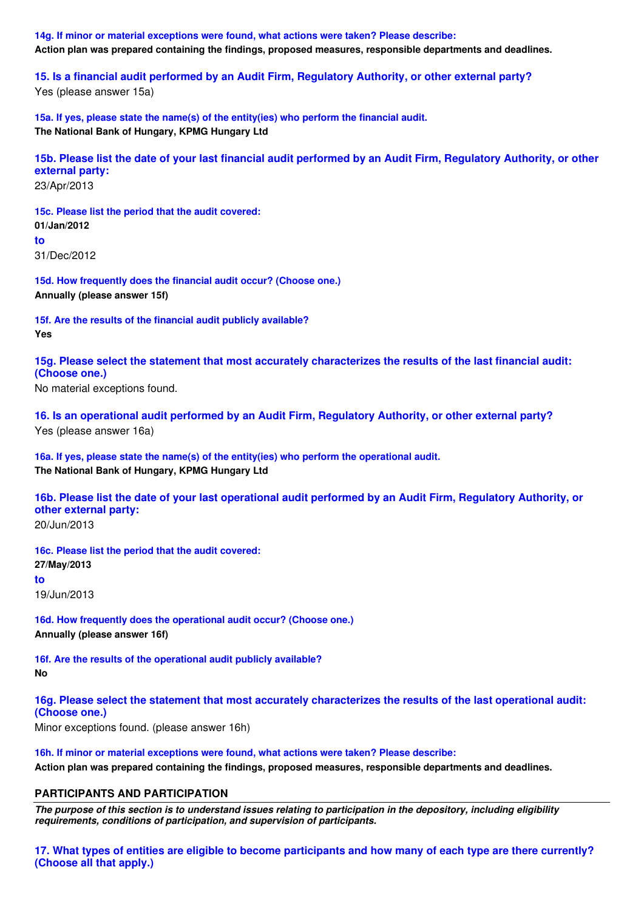**14g. If minor or material exceptions were found, what actions were taken? Please describe:**

**Action plan was prepared containing the findings, proposed measures, responsible departments and deadlines.**

### 15. Is a financial audit performed by an Audit Firm, Regulatory Authority, or other external party?

Yes (please answer 15a)

**15a. If yes, please state the name(s) of the entity(ies) who perform the financial audit.**

**The National Bank of Hungary, KPMG Hungary Ltd**

### 15b. Please list the date of your last financial audit performed by an Audit Firm, Regulatory Authority, or other external party:

23/Apr/2013

**15c. Please list the period that the audit covered:**

**01/Jan/2012**

**to**

31/Dec/2012

**15d. How frequently does the financial audit occur? (Choose one.)**

**Annually (please answer 15f)**

**15f. Are the results of the financial audit publicly available?**

**Yes**

### 15g. Please select the statement that most accurately characterizes the results of the last financial audit: (Choose one.)

No material exceptions found.

### 16. Is an operational audit performed by an Audit Firm, Regulatory Authority, or other external party?

Yes (please answer 16a)

**16a. If yes, please state the name(s) of the entity(ies) who perform the operational audit.**

**The National Bank of Hungary, KPMG Hungary Ltd**

### 16b. Please list the date of your last operational audit performed by an Audit Firm, Regulatory Authority, or other external party:

20/Jun/2013

**16c. Please list the period that the audit covered:**

**27/May/2013**

**to**

19/Jun/2013

**16d. How frequently does the operational audit occur? (Choose one.)**

**Annually (please answer 16f)**

**16f. Are the results of the operational audit publicly available?**

**No**

### 16g. Please select the statement that most accurately characterizes the results of the last operational audit: (Choose one.)

Minor exceptions found. (please answer 16h)

**16h. If minor or material exceptions were found, what actions were taken? Please describe:**

**Action plan was prepared containing the findings, proposed measures, responsible departments and deadlines.**

## PARTICIPANTS AND PARTICIPATION

***The purpose of this section is to understand issues relating to participation in the depository, including eligibility requirements, conditions of participation, and supervision of participants.***

### 17. What types of entities are eligible to become participants and how many of each type are there currently? (Choose all that apply.)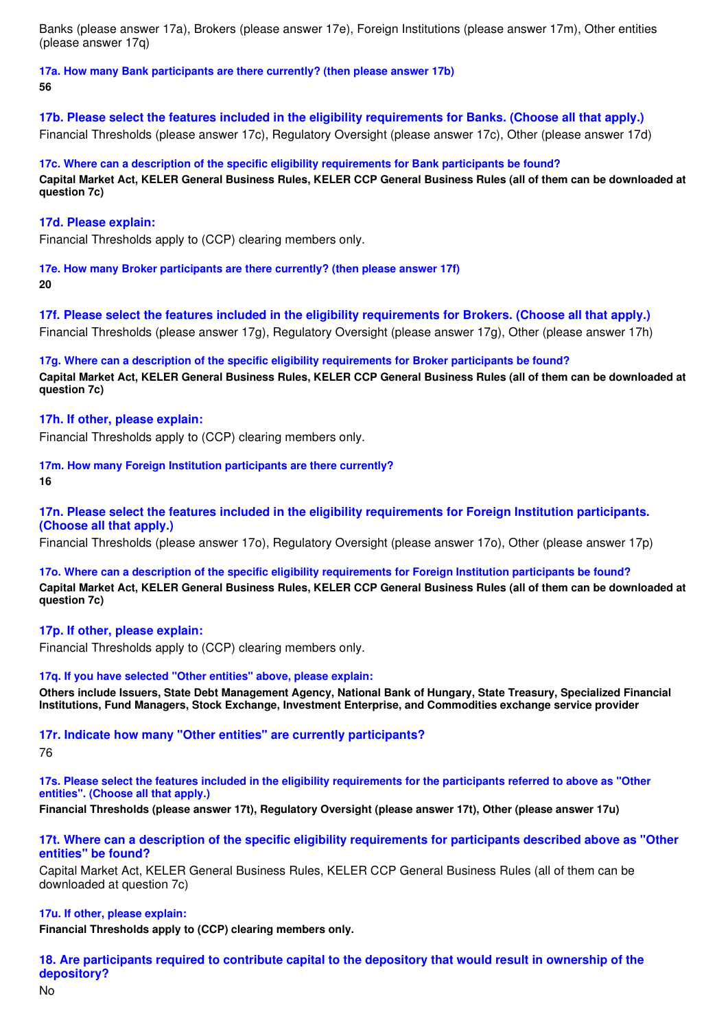Banks (please answer 17a), Brokers (please answer 17e), Foreign Institutions (please answer 17m), Other entities (please answer 17q)

#### 17a. How many Bank participants are there currently? (then please answer 17b)

**56**

### 17b. Please select the features included in the eligibility requirements for Banks. (Choose all that apply.)

Financial Thresholds (please answer 17c), Regulatory Oversight (please answer 17c), Other (please answer 17d)

#### 17c. Where can a description of the specific eligibility requirements for Bank participants be found?

**Capital Market Act, KELER General Business Rules, KELER CCP General Business Rules (all of them can be downloaded at question 7c)**

### 17d. Please explain:

Financial Thresholds apply to (CCP) clearing members only.

#### 17e. How many Broker participants are there currently? (then please answer 17f)

**20**

### 17f. Please select the features included in the eligibility requirements for Brokers. (Choose all that apply.)

Financial Thresholds (please answer 17g), Regulatory Oversight (please answer 17g), Other (please answer 17h)

#### 17g. Where can a description of the specific eligibility requirements for Broker participants be found?

**Capital Market Act, KELER General Business Rules, KELER CCP General Business Rules (all of them can be downloaded at question 7c)**

### 17h. If other, please explain:

Financial Thresholds apply to (CCP) clearing members only.

#### 17m. How many Foreign Institution participants are there currently?

**16**

### 17n. Please select the features included in the eligibility requirements for Foreign Institution participants. (Choose all that apply.)

Financial Thresholds (please answer 17o), Regulatory Oversight (please answer 17o), Other (please answer 17p)

#### 17o. Where can a description of the specific eligibility requirements for Foreign Institution participants be found?

**Capital Market Act, KELER General Business Rules, KELER CCP General Business Rules (all of them can be downloaded at question 7c)**

### 17p. If other, please explain:

Financial Thresholds apply to (CCP) clearing members only.

#### 17q. If you have selected "Other entities" above, please explain:

**Others include Issuers, State Debt Management Agency, National Bank of Hungary, State Treasury, Specialized Financial Institutions, Fund Managers, Stock Exchange, Investment Enterprise, and Commodities exchange service provider**

### 17r. Indicate how many "Other entities" are currently participants?

76

#### 17s. Please select the features included in the eligibility requirements for the participants referred to above as "Other entities". (Choose all that apply.)

**Financial Thresholds (please answer 17t), Regulatory Oversight (please answer 17t), Other (please answer 17u)**

### 17t. Where can a description of the specific eligibility requirements for participants described above as "Other entities" be found?

Capital Market Act, KELER General Business Rules, KELER CCP General Business Rules (all of them can be downloaded at question 7c)

#### 17u. If other, please explain:

**Financial Thresholds apply to (CCP) clearing members only.**

### 18. Are participants required to contribute capital to the depository that would result in ownership of the depository?

No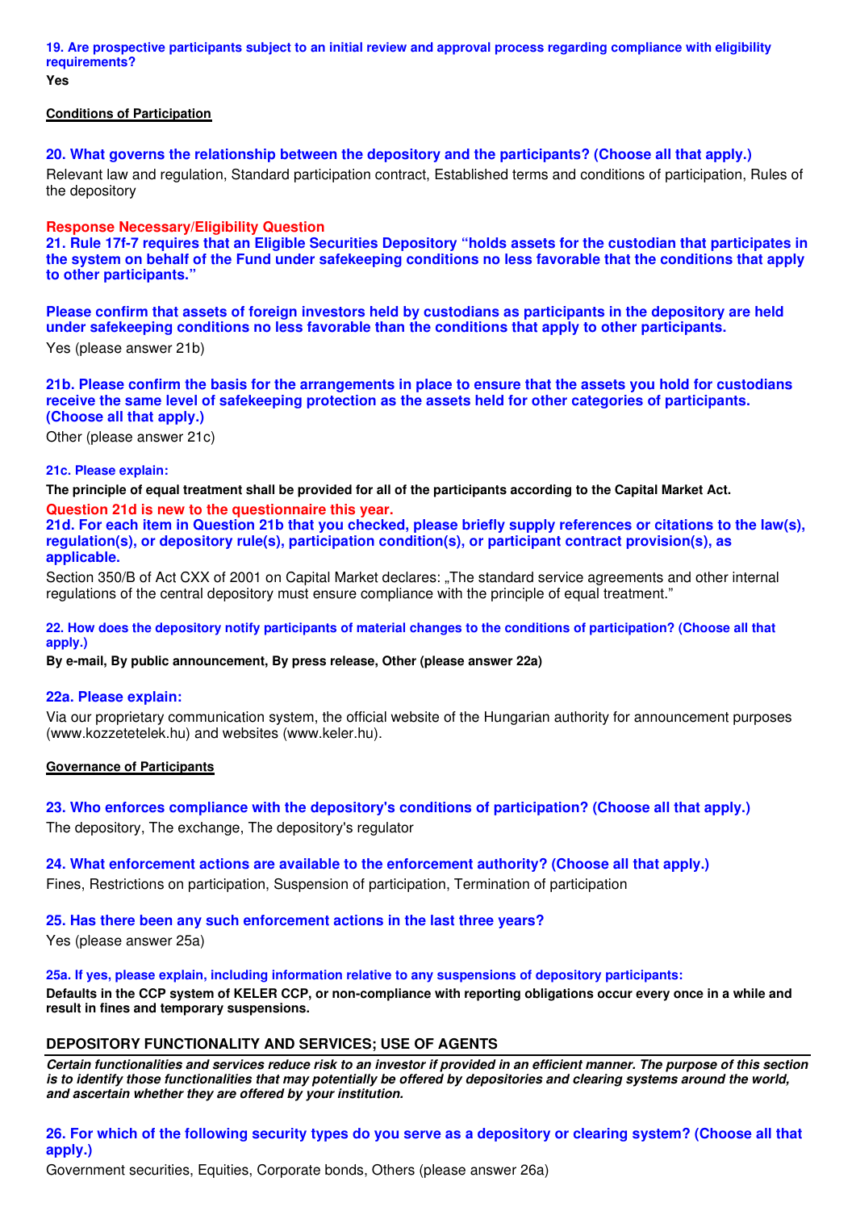**19. Are prospective participants subject to an initial review and approval process regarding compliance with eligibility requirements?**

**Yes**

**Conditions of Participation**

**20. What governs the relationship between the depository and the participants? (Choose all that apply.)**

Relevant law and regulation, Standard participation contract, Established terms and conditions of participation, Rules of the depository

**Response Necessary/Eligibility Question**

**21. Rule 17f-7 requires that an Eligible Securities Depository "holds assets for the custodian that participates in the system on behalf of the Fund under safekeeping conditions no less favorable that the conditions that apply to other participants."**

**Please confirm that assets of foreign investors held by custodians as participants in the depository are held under safekeeping conditions no less favorable than the conditions that apply to other participants.**

Yes (please answer 21b)

**21b. Please confirm the basis for the arrangements in place to ensure that the assets you hold for custodians receive the same level of safekeeping protection as the assets held for other categories of participants. (Choose all that apply.)**

Other (please answer 21c)

**21c. Please explain:**

**The principle of equal treatment shall be provided for all of the participants according to the Capital Market Act.**

**Question 21d is new to the questionnaire this year.**

**21d. For each item in Question 21b that you checked, please briefly supply references or citations to the law(s), regulation(s), or depository rule(s), participation condition(s), or participant contract provision(s), as applicable.**

Section 350/B of Act CXX of 2001 on Capital Market declares: „The standard service agreements and other internal regulations of the central depository must ensure compliance with the principle of equal treatment."

**22. How does the depository notify participants of material changes to the conditions of participation? (Choose all that apply.)**

**By e-mail, By public announcement, By press release, Other (please answer 22a)**

**22a. Please explain:**

Via our proprietary communication system, the official website of the Hungarian authority for announcement purposes (www.kozzetetelek.hu) and websites (www.keler.hu).

**Governance of Participants**

**23. Who enforces compliance with the depository's conditions of participation? (Choose all that apply.)**

The depository, The exchange, The depository's regulator

**24. What enforcement actions are available to the enforcement authority? (Choose all that apply.)**

Fines, Restrictions on participation, Suspension of participation, Termination of participation

**25. Has there been any such enforcement actions in the last three years?**

Yes (please answer 25a)

**25a. If yes, please explain, including information relative to any suspensions of depository participants:**

**Defaults in the CCP system of KELER CCP, or non-compliance with reporting obligations occur every once in a while and result in fines and temporary suspensions.**

## DEPOSITORY FUNCTIONALITY AND SERVICES; USE OF AGENTS

***Certain functionalities and services reduce risk to an investor if provided in an efficient manner. The purpose of this section is to identify those functionalities that may potentially be offered by depositories and clearing systems around the world, and ascertain whether they are offered by your institution.***

**26. For which of the following security types do you serve as a depository or clearing system? (Choose all that apply.)**

Government securities, Equities, Corporate bonds, Others (please answer 26a)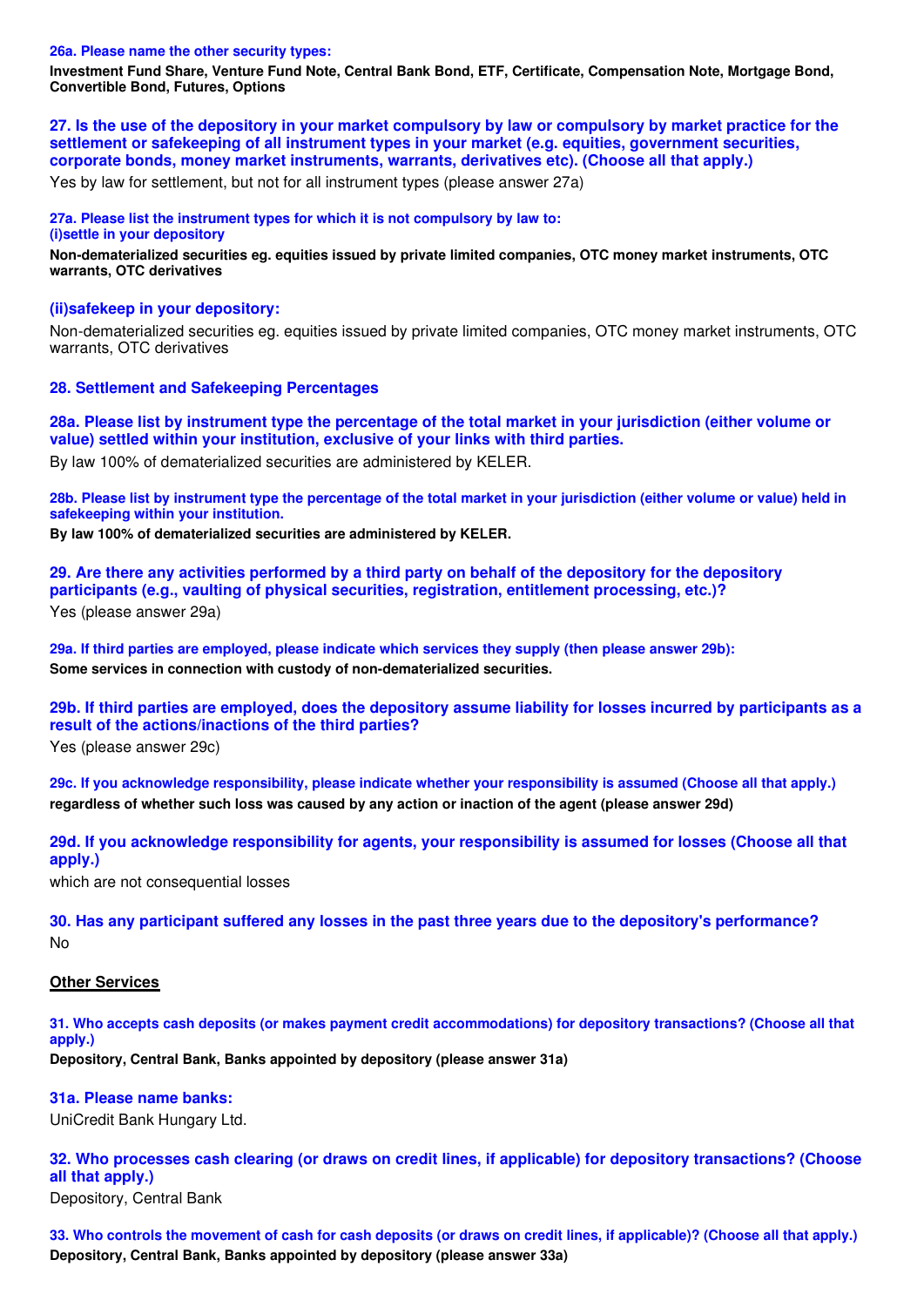**26a. Please name the other security types:**

**Investment Fund Share, Venture Fund Note, Central Bank Bond, ETF, Certificate, Compensation Note, Mortgage Bond, Convertible Bond, Futures, Options**

**27. Is the use of the depository in your market compulsory by law or compulsory by market practice for the settlement or safekeeping of all instrument types in your market (e.g. equities, government securities, corporate bonds, money market instruments, warrants, derivatives etc). (Choose all that apply.)**

Yes by law for settlement, but not for all instrument types (please answer 27a)

**27a. Please list the instrument types for which it is not compulsory by law to:**
**(i)settle in your depository**

**Non-dematerialized securities eg. equities issued by private limited companies, OTC money market instruments, OTC warrants, OTC derivatives**

**(ii)safekeep in your depository:**

Non-dematerialized securities eg. equities issued by private limited companies, OTC money market instruments, OTC warrants, OTC derivatives

**28. Settlement and Safekeeping Percentages**

**28a. Please list by instrument type the percentage of the total market in your jurisdiction (either volume or value) settled within your institution, exclusive of your links with third parties.**

By law 100% of dematerialized securities are administered by KELER.

**28b. Please list by instrument type the percentage of the total market in your jurisdiction (either volume or value) held in safekeeping within your institution.**

**By law 100% of dematerialized securities are administered by KELER.**

**29. Are there any activities performed by a third party on behalf of the depository for the depository participants (e.g., vaulting of physical securities, registration, entitlement processing, etc.)?**

Yes (please answer 29a)

**29a. If third parties are employed, please indicate which services they supply (then please answer 29b):**

**Some services in connection with custody of non-dematerialized securities.**

**29b. If third parties are employed, does the depository assume liability for losses incurred by participants as a result of the actions/inactions of the third parties?**

Yes (please answer 29c)

**29c. If you acknowledge responsibility, please indicate whether your responsibility is assumed (Choose all that apply.)**

**regardless of whether such loss was caused by any action or inaction of the agent (please answer 29d)**

**29d. If you acknowledge responsibility for agents, your responsibility is assumed for losses (Choose all that apply.)**

which are not consequential losses

**30. Has any participant suffered any losses in the past three years due to the depository's performance?**

No

## Other Services

**31. Who accepts cash deposits (or makes payment credit accommodations) for depository transactions? (Choose all that apply.)**

**Depository, Central Bank, Banks appointed by depository (please answer 31a)**

**31a. Please name banks:**

UniCredit Bank Hungary Ltd.

**32. Who processes cash clearing (or draws on credit lines, if applicable) for depository transactions? (Choose all that apply.)**

Depository, Central Bank

**33. Who controls the movement of cash for cash deposits (or draws on credit lines, if applicable)? (Choose all that apply.)**

**Depository, Central Bank, Banks appointed by depository (please answer 33a)**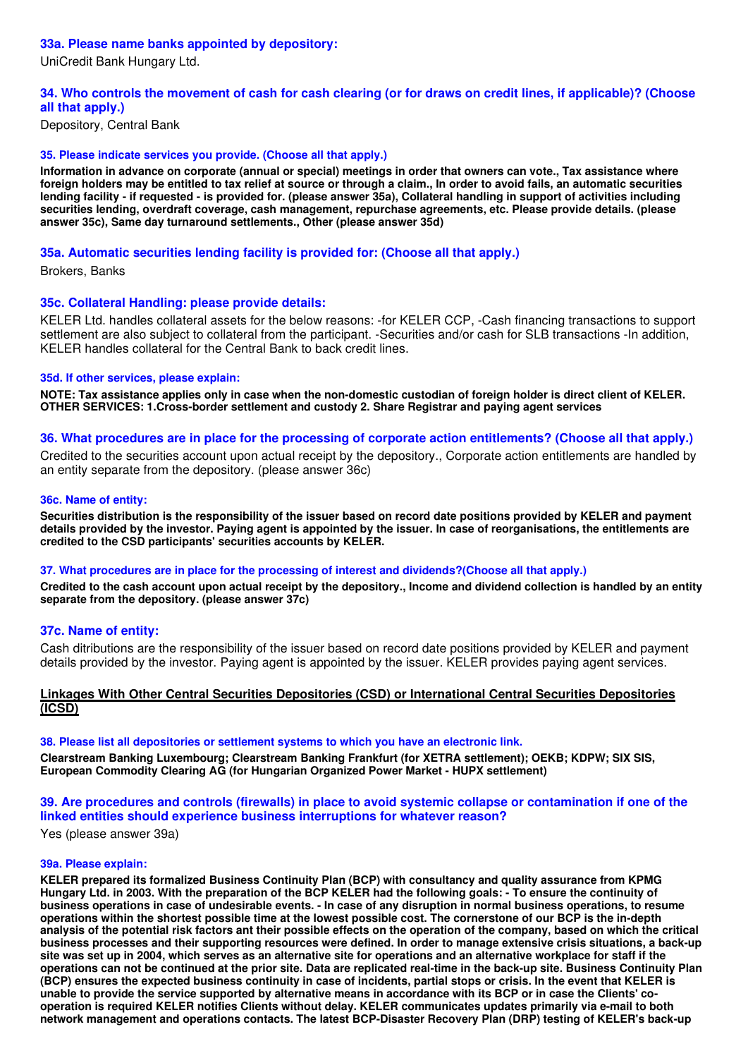### 33a. Please name banks appointed by depository:

UniCredit Bank Hungary Ltd.

### 34. Who controls the movement of cash for cash clearing (or for draws on credit lines, if applicable)? (Choose all that apply.)

Depository, Central Bank

#### 35. Please indicate services you provide. (Choose all that apply.)

**Information in advance on corporate (annual or special) meetings in order that owners can vote., Tax assistance where foreign holders may be entitled to tax relief at source or through a claim., In order to avoid fails, an automatic securities lending facility - if requested - is provided for. (please answer 35a), Collateral handling in support of activities including securities lending, overdraft coverage, cash management, repurchase agreements, etc. Please provide details. (please answer 35c), Same day turnaround settlements., Other (please answer 35d)**

### 35a. Automatic securities lending facility is provided for: (Choose all that apply.)

Brokers, Banks

### 35c. Collateral Handling: please provide details:

KELER Ltd. handles collateral assets for the below reasons: -for KELER CCP, -Cash financing transactions to support settlement are also subject to collateral from the participant. -Securities and/or cash for SLB transactions -In addition, KELER handles collateral for the Central Bank to back credit lines.

#### 35d. If other services, please explain:

**NOTE: Tax assistance applies only in case when the non-domestic custodian of foreign holder is direct client of KELER. OTHER SERVICES: 1.Cross-border settlement and custody 2. Share Registrar and paying agent services**

### 36. What procedures are in place for the processing of corporate action entitlements? (Choose all that apply.)

Credited to the securities account upon actual receipt by the depository., Corporate action entitlements are handled by an entity separate from the depository. (please answer 36c)

#### 36c. Name of entity:

**Securities distribution is the responsibility of the issuer based on record date positions provided by KELER and payment details provided by the investor. Paying agent is appointed by the issuer. In case of reorganisations, the entitlements are credited to the CSD participants' securities accounts by KELER.**

#### 37. What procedures are in place for the processing of interest and dividends?(Choose all that apply.)

**Credited to the cash account upon actual receipt by the depository., Income and dividend collection is handled by an entity separate from the depository. (please answer 37c)**

### 37c. Name of entity:

Cash ditributions are the responsibility of the issuer based on record date positions provided by KELER and payment details provided by the investor. Paying agent is appointed by the issuer. KELER provides paying agent services.

## Linkages With Other Central Securities Depositories (CSD) or International Central Securities Depositories (ICSD)

#### 38. Please list all depositories or settlement systems to which you have an electronic link.

**Clearstream Banking Luxembourg; Clearstream Banking Frankfurt (for XETRA settlement); OEKB; KDPW; SIX SIS, European Commodity Clearing AG (for Hungarian Organized Power Market - HUPX settlement)**

### 39. Are procedures and controls (firewalls) in place to avoid systemic collapse or contamination if one of the linked entities should experience business interruptions for whatever reason?

Yes (please answer 39a)

#### 39a. Please explain:

**KELER prepared its formalized Business Continuity Plan (BCP) with consultancy and quality assurance from KPMG Hungary Ltd. in 2003. With the preparation of the BCP KELER had the following goals: - To ensure the continuity of business operations in case of undesirable events. - In case of any disruption in normal business operations, to resume operations within the shortest possible time at the lowest possible cost. The cornerstone of our BCP is the in-depth analysis of the potential risk factors ant their possible effects on the operation of the company, based on which the critical business processes and their supporting resources were defined. In order to manage extensive crisis situations, a back-up site was set up in 2004, which serves as an alternative site for operations and an alternative workplace for staff if the operations can not be continued at the prior site. Data are replicated real-time in the back-up site. Business Continuity Plan (BCP) ensures the expected business continuity in case of incidents, partial stops or crisis. In the event that KELER is unable to provide the service supported by alternative means in accordance with its BCP or in case the Clients' co-operation is required KELER notifies Clients without delay. KELER communicates updates primarily via e-mail to both network management and operations contacts. The latest BCP-Disaster Recovery Plan (DRP) testing of KELER's back-up**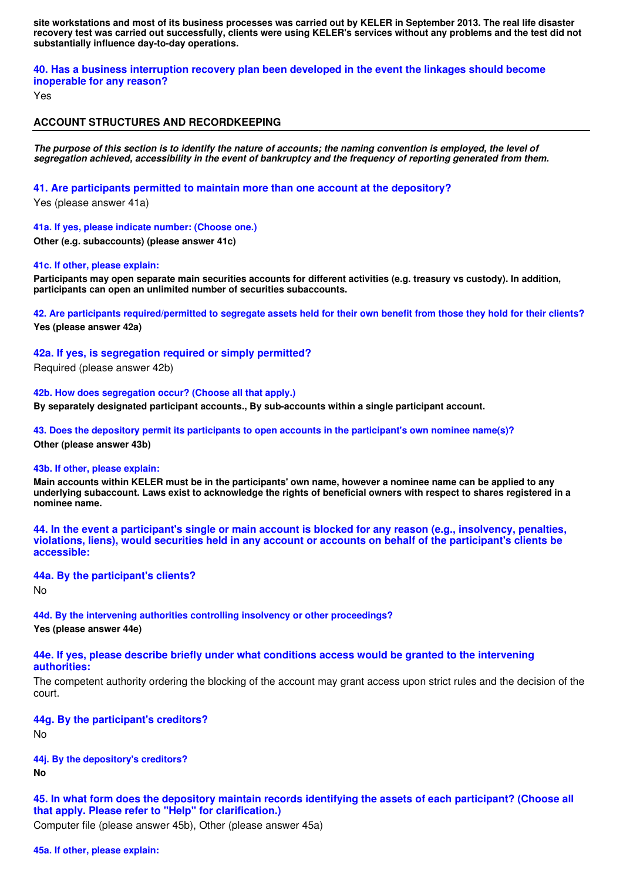**site workstations and most of its business processes was carried out by KELER in September 2013. The real life disaster recovery test was carried out successfully, clients were using KELER's services without any problems and the test did not substantially influence day-to-day operations.**

### 40. Has a business interruption recovery plan been developed in the event the linkages should become inoperable for any reason?

Yes

## ACCOUNT STRUCTURES AND RECORDKEEPING

***The purpose of this section is to identify the nature of accounts; the naming convention is employed, the level of segregation achieved, accessibility in the event of bankruptcy and the frequency of reporting generated from them.***

### 41. Are participants permitted to maintain more than one account at the depository?

Yes (please answer 41a)

#### 41a. If yes, please indicate number: (Choose one.)

**Other (e.g. subaccounts) (please answer 41c)**

#### 41c. If other, please explain:

**Participants may open separate main securities accounts for different activities (e.g. treasury vs custody). In addition, participants can open an unlimited number of securities subaccounts.**

#### 42. Are participants required/permitted to segregate assets held for their own benefit from those they hold for their clients?

**Yes (please answer 42a)**

### 42a. If yes, is segregation required or simply permitted?

Required (please answer 42b)

#### 42b. How does segregation occur? (Choose all that apply.)

**By separately designated participant accounts., By sub-accounts within a single participant account.**

#### 43. Does the depository permit its participants to open accounts in the participant's own nominee name(s)?

**Other (please answer 43b)**

#### 43b. If other, please explain:

**Main accounts within KELER must be in the participants' own name, however a nominee name can be applied to any underlying subaccount. Laws exist to acknowledge the rights of beneficial owners with respect to shares registered in a nominee name.**

### 44. In the event a participant's single or main account is blocked for any reason (e.g., insolvency, penalties, violations, liens), would securities held in any account or accounts on behalf of the participant's clients be accessible:

### 44a. By the participant's clients?

No

#### 44d. By the intervening authorities controlling insolvency or other proceedings?

**Yes (please answer 44e)**

### 44e. If yes, please describe briefly under what conditions access would be granted to the intervening authorities:

The competent authority ordering the blocking of the account may grant access upon strict rules and the decision of the court.

### 44g. By the participant's creditors?

No

#### 44j. By the depository's creditors?

**No**

### 45. In what form does the depository maintain records identifying the assets of each participant? (Choose all that apply. Please refer to "Help" for clarification.)

Computer file (please answer 45b), Other (please answer 45a)

#### 45a. If other, please explain: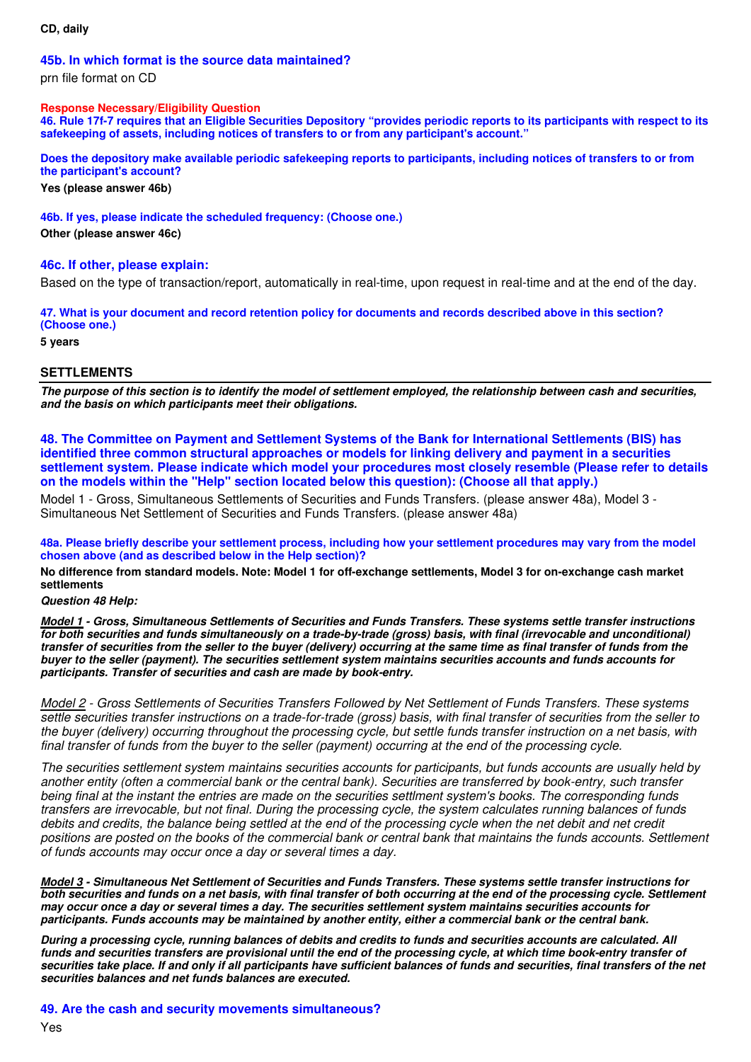**CD, daily**

### 45b. In which format is the source data maintained?

prn file format on CD

**Response Necessary/Eligibility Question**

**46. Rule 17f-7 requires that an Eligible Securities Depository "provides periodic reports to its participants with respect to its safekeeping of assets, including notices of transfers to or from any participant's account."**

**Does the depository make available periodic safekeeping reports to participants, including notices of transfers to or from the participant's account?**

**Yes (please answer 46b)**

**46b. If yes, please indicate the scheduled frequency: (Choose one.)**

**Other (please answer 46c)**

### 46c. If other, please explain:

Based on the type of transaction/report, automatically in real-time, upon request in real-time and at the end of the day.

**47. What is your document and record retention policy for documents and records described above in this section? (Choose one.)**

**5 years**

## SETTLEMENTS

***The purpose of this section is to identify the model of settlement employed, the relationship between cash and securities, and the basis on which participants meet their obligations.***

### 48. The Committee on Payment and Settlement Systems of the Bank for International Settlements (BIS) has identified three common structural approaches or models for linking delivery and payment in a securities settlement system. Please indicate which model your procedures most closely resemble (Please refer to details on the models within the "Help" section located below this question): (Choose all that apply.)

Model 1 - Gross, Simultaneous Settlements of Securities and Funds Transfers. (please answer 48a), Model 3 - Simultaneous Net Settlement of Securities and Funds Transfers. (please answer 48a)

**48a. Please briefly describe your settlement process, including how your settlement procedures may vary from the model chosen above (and as described below in the Help section)?**

**No difference from standard models. Note: Model 1 for off-exchange settlements, Model 3 for on-exchange cash market settlements**

***Question 48 Help:***

***Model 1 - Gross, Simultaneous Settlements of Securities and Funds Transfers. These systems settle transfer instructions for both securities and funds simultaneously on a trade-by-trade (gross) basis, with final (irrevocable and unconditional) transfer of securities from the seller to the buyer (delivery) occurring at the same time as final transfer of funds from the buyer to the seller (payment). The securities settlement system maintains securities accounts and funds accounts for participants. Transfer of securities and cash are made by book-entry.***

*Model 2 - Gross Settlements of Securities Transfers Followed by Net Settlement of Funds Transfers. These systems settle securities transfer instructions on a trade-for-trade (gross) basis, with final transfer of securities from the seller to the buyer (delivery) occurring throughout the processing cycle, but settle funds transfer instruction on a net basis, with final transfer of funds from the buyer to the seller (payment) occurring at the end of the processing cycle.*

*The securities settlement system maintains securities accounts for participants, but funds accounts are usually held by another entity (often a commercial bank or the central bank). Securities are transferred by book-entry, such transfer being final at the instant the entries are made on the securities settlment system's books. The corresponding funds transfers are irrevocable, but not final. During the processing cycle, the system calculates running balances of funds debits and credits, the balance being settled at the end of the processing cycle when the net debit and net credit positions are posted on the books of the commercial bank or central bank that maintains the funds accounts. Settlement of funds accounts may occur once a day or several times a day.*

***Model 3 - Simultaneous Net Settlement of Securities and Funds Transfers. These systems settle transfer instructions for both securities and funds on a net basis, with final transfer of both occurring at the end of the processing cycle. Settlement may occur once a day or several times a day. The securities settlement system maintains securities accounts for participants. Funds accounts may be maintained by another entity, either a commercial bank or the central bank.***

***During a processing cycle, running balances of debits and credits to funds and securities accounts are calculated. All funds and securities transfers are provisional until the end of the processing cycle, at which time book-entry transfer of securities take place. If and only if all participants have sufficient balances of funds and securities, final transfers of the net securities balances and net funds balances are executed.***

### 49. Are the cash and security movements simultaneous?

Yes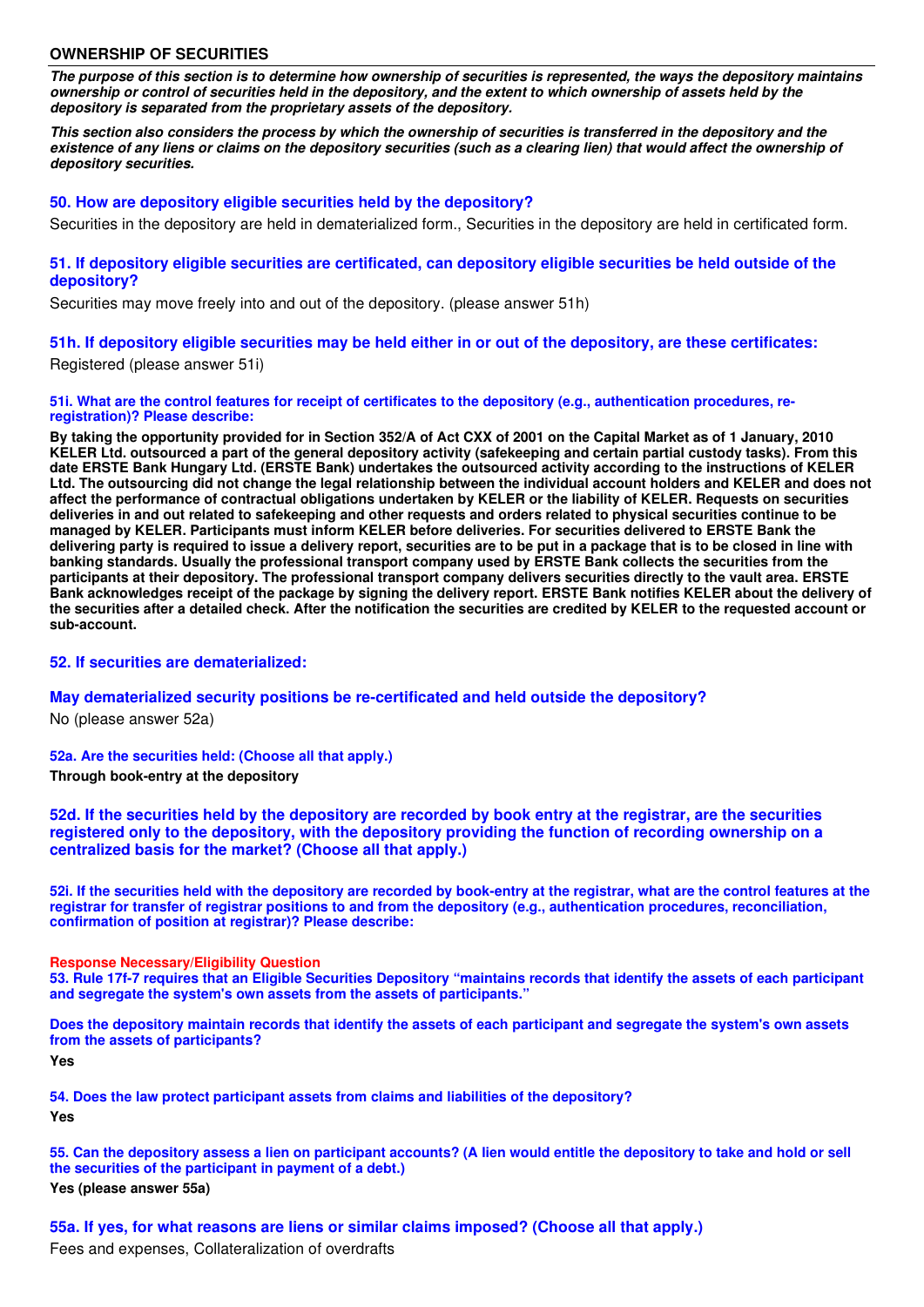## OWNERSHIP OF SECURITIES

***The purpose of this section is to determine how ownership of securities is represented, the ways the depository maintains ownership or control of securities held in the depository, and the extent to which ownership of assets held by the depository is separated from the proprietary assets of the depository.***

***This section also considers the process by which the ownership of securities is transferred in the depository and the existence of any liens or claims on the depository securities (such as a clearing lien) that would affect the ownership of depository securities.***

### 50. How are depository eligible securities held by the depository?

Securities in the depository are held in dematerialized form., Securities in the depository are held in certificated form.

### 51. If depository eligible securities are certificated, can depository eligible securities be held outside of the depository?

Securities may move freely into and out of the depository. (please answer 51h)

### 51h. If depository eligible securities may be held either in or out of the depository, are these certificates:

Registered (please answer 51i)

#### 51i. What are the control features for receipt of certificates to the depository (e.g., authentication procedures, re-registration)? Please describe:

**By taking the opportunity provided for in Section 352/A of Act CXX of 2001 on the Capital Market as of 1 January, 2010 KELER Ltd. outsourced a part of the general depository activity (safekeeping and certain partial custody tasks). From this date ERSTE Bank Hungary Ltd. (ERSTE Bank) undertakes the outsourced activity according to the instructions of KELER Ltd. The outsourcing did not change the legal relationship between the individual account holders and KELER and does not affect the performance of contractual obligations undertaken by KELER or the liability of KELER. Requests on securities deliveries in and out related to safekeeping and other requests and orders related to physical securities continue to be managed by KELER. Participants must inform KELER before deliveries. For securities delivered to ERSTE Bank the delivering party is required to issue a delivery report, securities are to be put in a package that is to be closed in line with banking standards. Usually the professional transport company used by ERSTE Bank collects the securities from the participants at their depository. The professional transport company delivers securities directly to the vault area. ERSTE Bank acknowledges receipt of the package by signing the delivery report. ERSTE Bank notifies KELER about the delivery of the securities after a detailed check. After the notification the securities are credited by KELER to the requested account or sub-account.**

### 52. If securities are dematerialized:

### May dematerialized security positions be re-certificated and held outside the depository?

No (please answer 52a)

#### 52a. Are the securities held: (Choose all that apply.)

**Through book-entry at the depository**

### 52d. If the securities held by the depository are recorded by book entry at the registrar, are the securities registered only to the depository, with the depository providing the function of recording ownership on a centralized basis for the market? (Choose all that apply.)

#### 52i. If the securities held with the depository are recorded by book-entry at the registrar, what are the control features at the registrar for transfer of registrar positions to and from the depository (e.g., authentication procedures, reconciliation, confirmation of position at registrar)? Please describe:

**Response Necessary/Eligibility Question**

#### 53. Rule 17f-7 requires that an Eligible Securities Depository "maintains records that identify the assets of each participant and segregate the system's own assets from the assets of participants."

#### Does the depository maintain records that identify the assets of each participant and segregate the system's own assets from the assets of participants?

**Yes**

#### 54. Does the law protect participant assets from claims and liabilities of the depository?

**Yes**

#### 55. Can the depository assess a lien on participant accounts? (A lien would entitle the depository to take and hold or sell the securities of the participant in payment of a debt.)

**Yes (please answer 55a)**

### 55a. If yes, for what reasons are liens or similar claims imposed? (Choose all that apply.)

Fees and expenses, Collateralization of overdrafts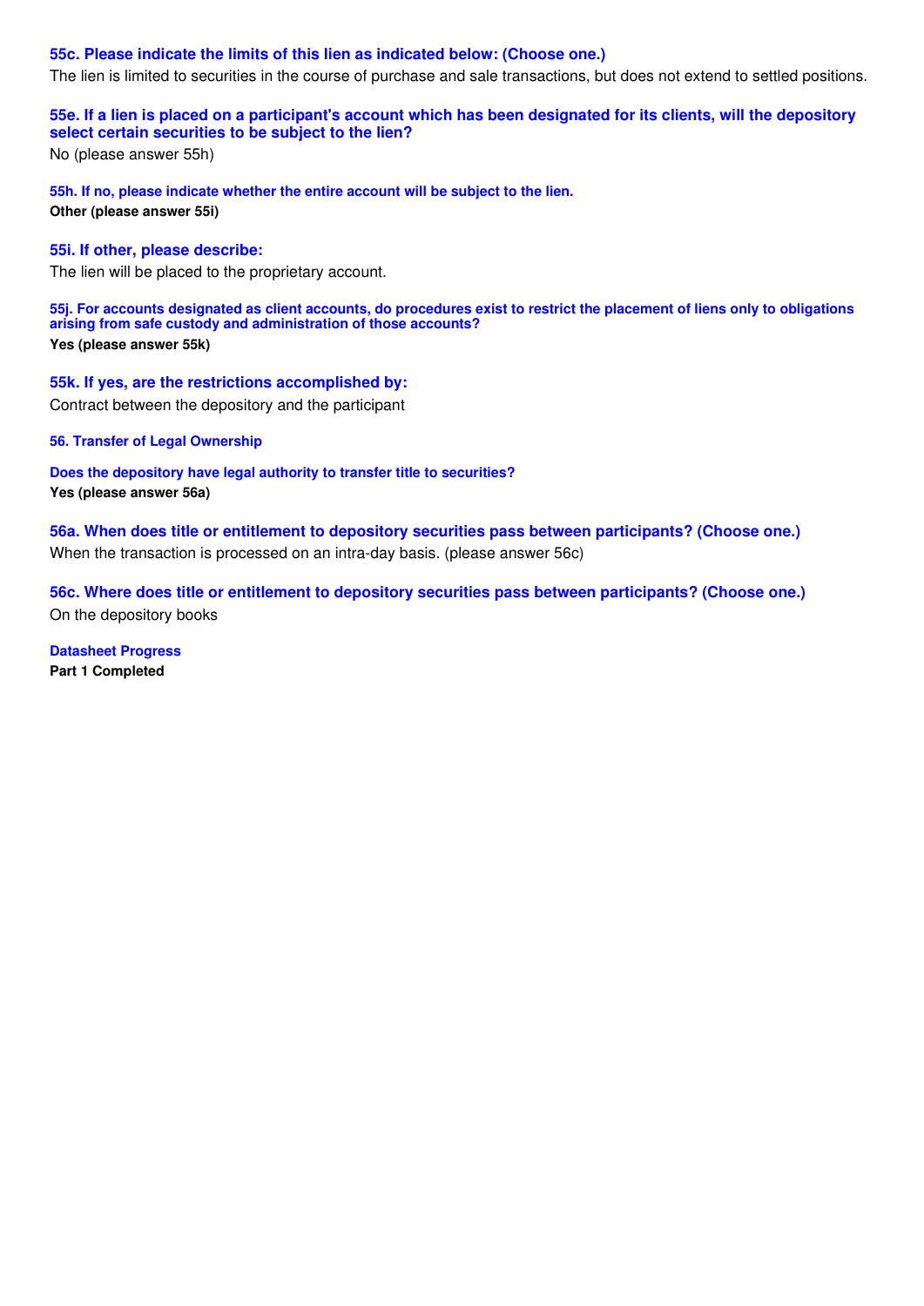### 55c. Please indicate the limits of this lien as indicated below: (Choose one.)

The lien is limited to securities in the course of purchase and sale transactions, but does not extend to settled positions.

### 55e. If a lien is placed on a participant's account which has been designated for its clients, will the depository select certain securities to be subject to the lien?

No (please answer 55h)

#### 55h. If no, please indicate whether the entire account will be subject to the lien.

**Other (please answer 55i)**

### 55i. If other, please describe:

The lien will be placed to the proprietary account.

#### 55j. For accounts designated as client accounts, do procedures exist to restrict the placement of liens only to obligations arising from safe custody and administration of those accounts?

**Yes (please answer 55k)**

### 55k. If yes, are the restrictions accomplished by:

Contract between the depository and the participant

#### 56. Transfer of Legal Ownership

#### Does the depository have legal authority to transfer title to securities?

**Yes (please answer 56a)**

### 56a. When does title or entitlement to depository securities pass between participants? (Choose one.)

When the transaction is processed on an intra-day basis. (please answer 56c)

### 56c. Where does title or entitlement to depository securities pass between participants? (Choose one.)

On the depository books

#### Datasheet Progress

**Part 1 Completed**